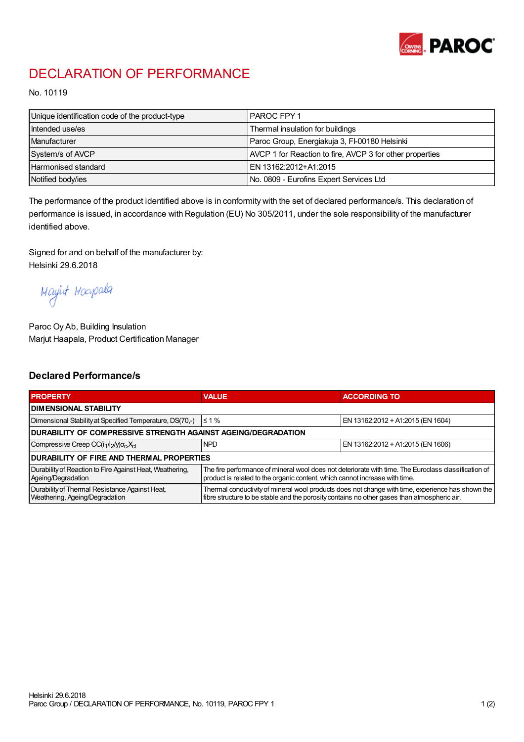# DECLARATION OF PERFORMANCE

No. 10119

| Unique identification code of the product-type | PAROC FPY 1 |
|---|---|
| Intended use/es | Thermal insulation for buildings |
| Manufacturer | Paroc Group, Energiakuja 3, FI-00180 Helsinki |
| System/s of AVCP | AVCP 1 for Reaction to fire, AVCP 3 for other properties |
| Harmonised standard | EN 13162:2012+A1:2015 |
| Notified body/ies | No. 0809 - Eurofins Expert Services Ltd |

The performance of the product identified above is in conformity with the set of declared performance/s. This declaration of performance is issued, in accordance with Regulation (EU) No 305/2011, under the sole responsibility of the manufacturer identified above.

Signed for and on behalf of the manufacturer by:
Helsinki 29.6.2018

Marjut Haapala

Paroc Oy Ab, Building Insulation
Marjut Haapala, Product Certification Manager

## Declared Performance/s

| PROPERTY | VALUE | ACCORDING TO |
|---|---|---|
| **DIMENSIONAL STABILITY** | | |
| Dimensional Stability at Specified Temperature, DS(70,-) | ≤ 1 % | EN 13162:2012 + A1:2015 (EN 1604) |
| **DURABILITY OF COMPRESSIVE STRENGTH AGAINST AGEING/DEGRADATION** | | |
| Compressive Creep $CC(i_1/i_2/y)\sigma_c X_{ct}$ | NPD | EN 13162:2012 + A1:2015 (EN 1606) |
| **DURABILITY OF FIRE AND THERMAL PROPERTIES** | | |
| Durability of Reaction to Fire Against Heat, Weathering, Ageing/Degradation | The fire performance of mineral wool does not deteriorate with time. The Euroclass classification of product is related to the organic content, which cannot increase with time. | |
| Durability of Thermal Resistance Against Heat, Weathering, Ageing/Degradation | Thermal conductivity of mineral wool products does not change with time, experience has shown the fibre structure to be stable and the porosity contains no other gases than atmospheric air. | |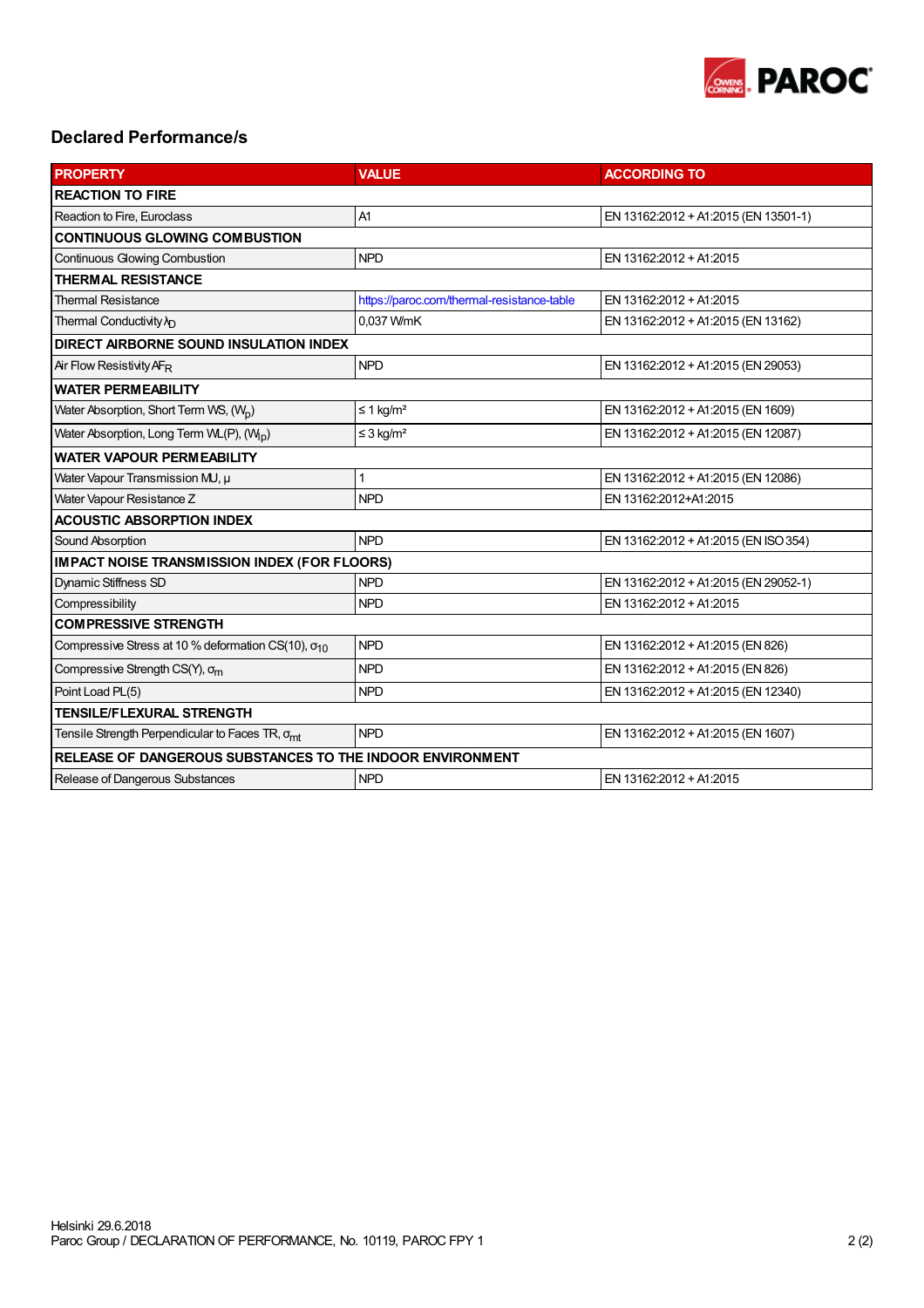## Declared Performance/s

| PROPERTY | VALUE | ACCORDING TO |
|---|---|---|
| **REACTION TO FIRE** | | |
| Reaction to Fire, Euroclass | A1 | EN 13162:2012 + A1:2015 (EN 13501-1) |
| **CONTINUOUS GLOWING COMBUSTION** | | |
| Continuous Glowing Combustion | NPD | EN 13162:2012 + A1:2015 |
| **THERMAL RESISTANCE** | | |
| Thermal Resistance | https://paroc.com/thermal-resistance-table | EN 13162:2012 + A1:2015 |
| Thermal Conductivity $\lambda_D$ | 0,037 W/mK | EN 13162:2012 + A1:2015 (EN 13162) |
| **DIRECT AIRBORNE SOUND INSULATION INDEX** | | |
| Air Flow Resistivity $AF_R$ | NPD | EN 13162:2012 + A1:2015 (EN 29053) |
| **WATER PERMEABILITY** | | |
| Water Absorption, Short Term WS, $(W_p)$ | ≤ 1 kg/m² | EN 13162:2012 + A1:2015 (EN 1609) |
| Water Absorption, Long Term WL(P), $(W_{lp})$ | ≤ 3 kg/m² | EN 13162:2012 + A1:2015 (EN 12087) |
| **WATER VAPOUR PERMEABILITY** | | |
| Water Vapour Transmission MU, µ | 1 | EN 13162:2012 + A1:2015 (EN 12086) |
| Water Vapour Resistance Z | NPD | EN 13162:2012+A1:2015 |
| **ACOUSTIC ABSORPTION INDEX** | | |
| Sound Absorption | NPD | EN 13162:2012 + A1:2015 (EN ISO 354) |
| **IMPACT NOISE TRANSMISSION INDEX (FOR FLOORS)** | | |
| Dynamic Stiffness SD | NPD | EN 13162:2012 + A1:2015 (EN 29052-1) |
| Compressibility | NPD | EN 13162:2012 + A1:2015 |
| **COMPRESSIVE STRENGTH** | | |
| Compressive Stress at 10 % deformation CS(10), $\sigma_{10}$ | NPD | EN 13162:2012 + A1:2015 (EN 826) |
| Compressive Strength CS(Y), $\sigma_m$ | NPD | EN 13162:2012 + A1:2015 (EN 826) |
| Point Load PL(5) | NPD | EN 13162:2012 + A1:2015 (EN 12340) |
| **TENSILE/FLEXURAL STRENGTH** | | |
| Tensile Strength Perpendicular to Faces TR, $\sigma_{mt}$ | NPD | EN 13162:2012 + A1:2015 (EN 1607) |
| **RELEASE OF DANGEROUS SUBSTANCES TO THE INDOOR ENVIRONMENT** | | |
| Release of Dangerous Substances | NPD | EN 13162:2012 + A1:2015 |

Helsinki 29.6.2018
Paroc Group / DECLARATION OF PERFORMANCE, No. 10119, PAROC FPY 1